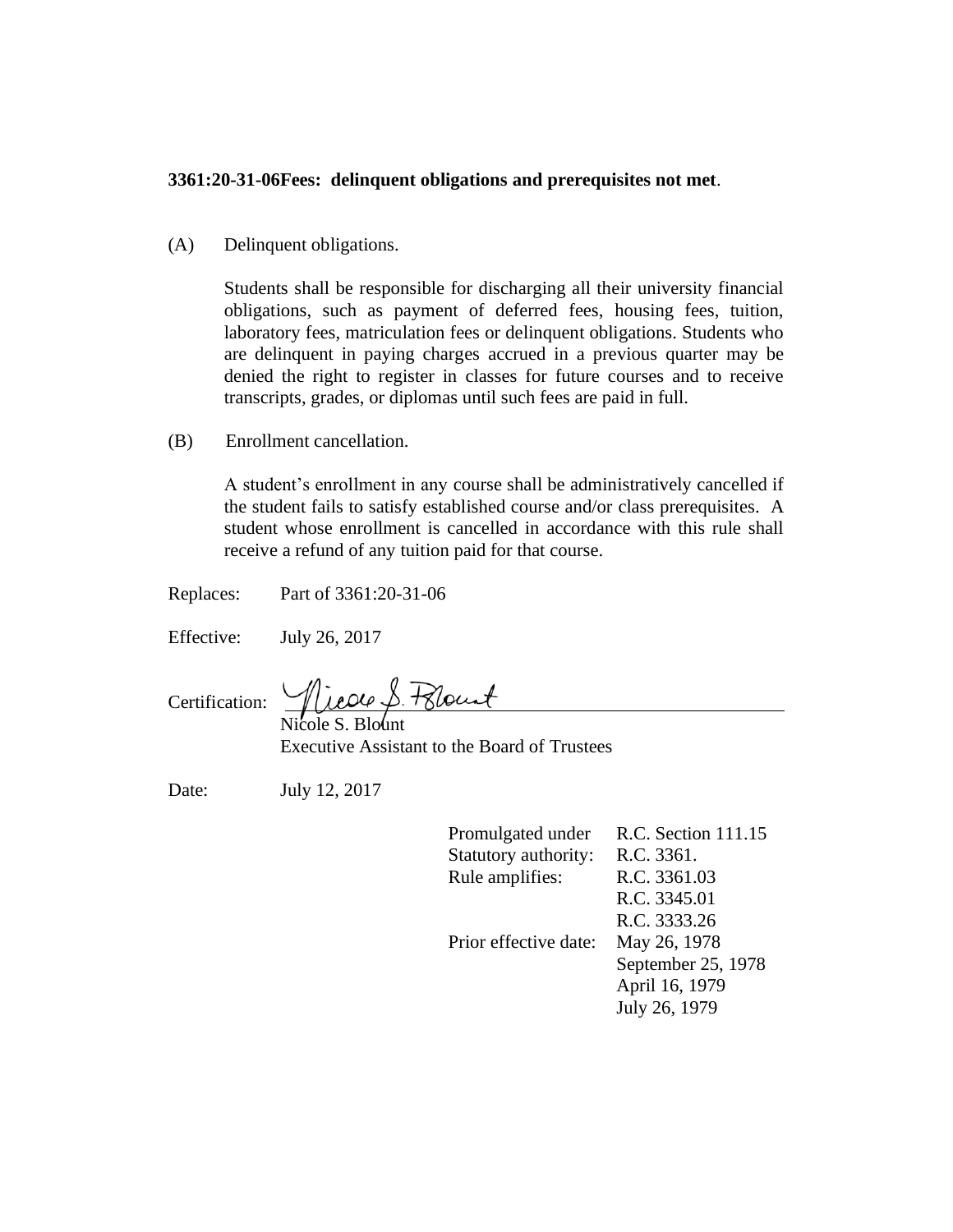**3361:20-31-06Fees: delinquent obligations and prerequisites not met**.

(A) Delinquent obligations.

Students shall be responsible for discharging all their university financial obligations, such as payment of deferred fees, housing fees, tuition, laboratory fees, matriculation fees or delinquent obligations. Students who are delinquent in paying charges accrued in a previous quarter may be denied the right to register in classes for future courses and to receive transcripts, grades, or diplomas until such fees are paid in full.

(B) Enrollment cancellation.

A student's enrollment in any course shall be administratively cancelled if the student fails to satisfy established course and/or class prerequisites. A student whose enrollment is cancelled in accordance with this rule shall receive a refund of any tuition paid for that course.

Replaces: Part of 3361:20-31-06

Effective: July 26, 2017

Certification: Nicole S. Blount
Nicole S. Blount
Executive Assistant to the Board of Trustees

Date: July 12, 2017

| | |
|---|---|
| Promulgated under | R.C. Section 111.15 |
| Statutory authority: | R.C. 3361. |
| Rule amplifies: | R.C. 3361.03 |
| | R.C. 3345.01 |
| | R.C. 3333.26 |
| Prior effective date: | May 26, 1978 |
| | September 25, 1978 |
| | April 16, 1979 |
| | July 26, 1979 |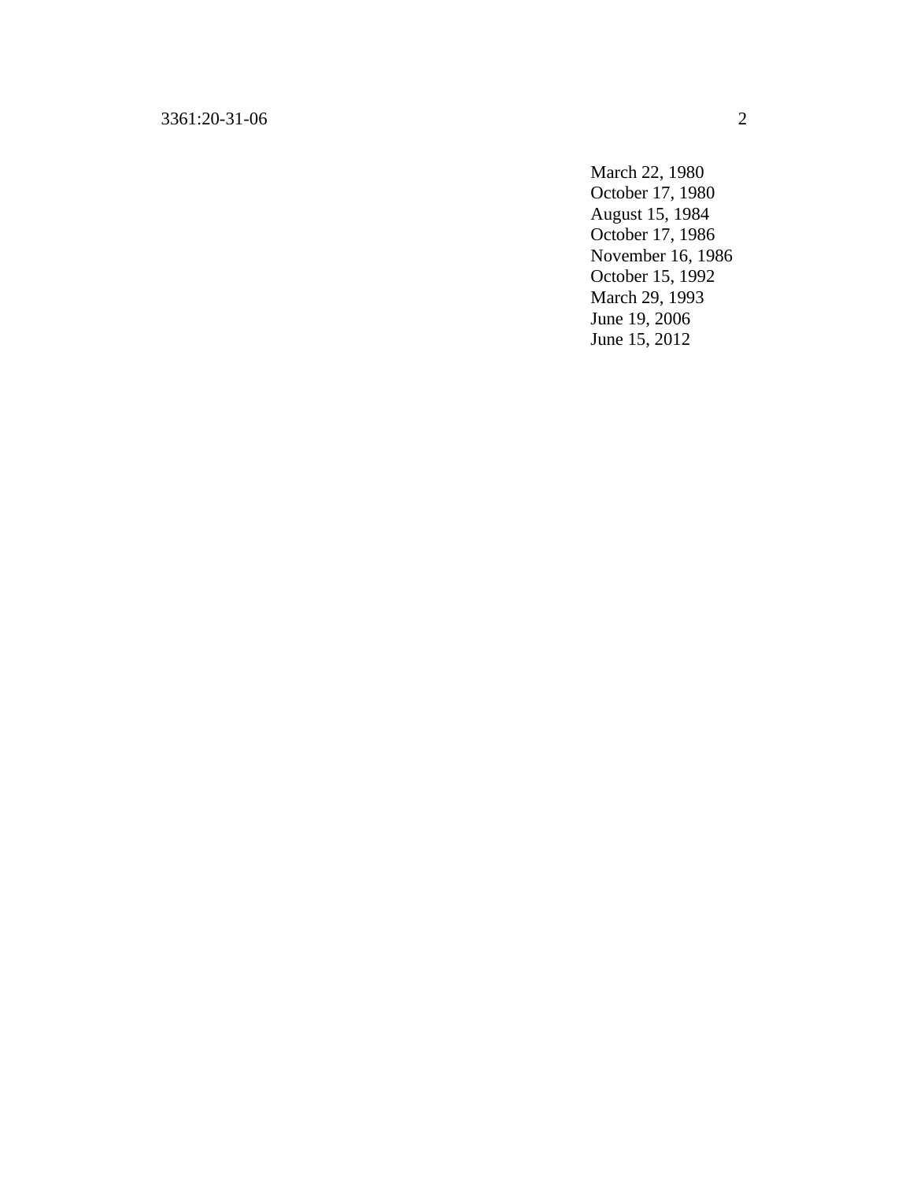March 22, 1980
October 17, 1980
August 15, 1984
October 17, 1986
November 16, 1986
October 15, 1992
March 29, 1993
June 19, 2006
June 15, 2012